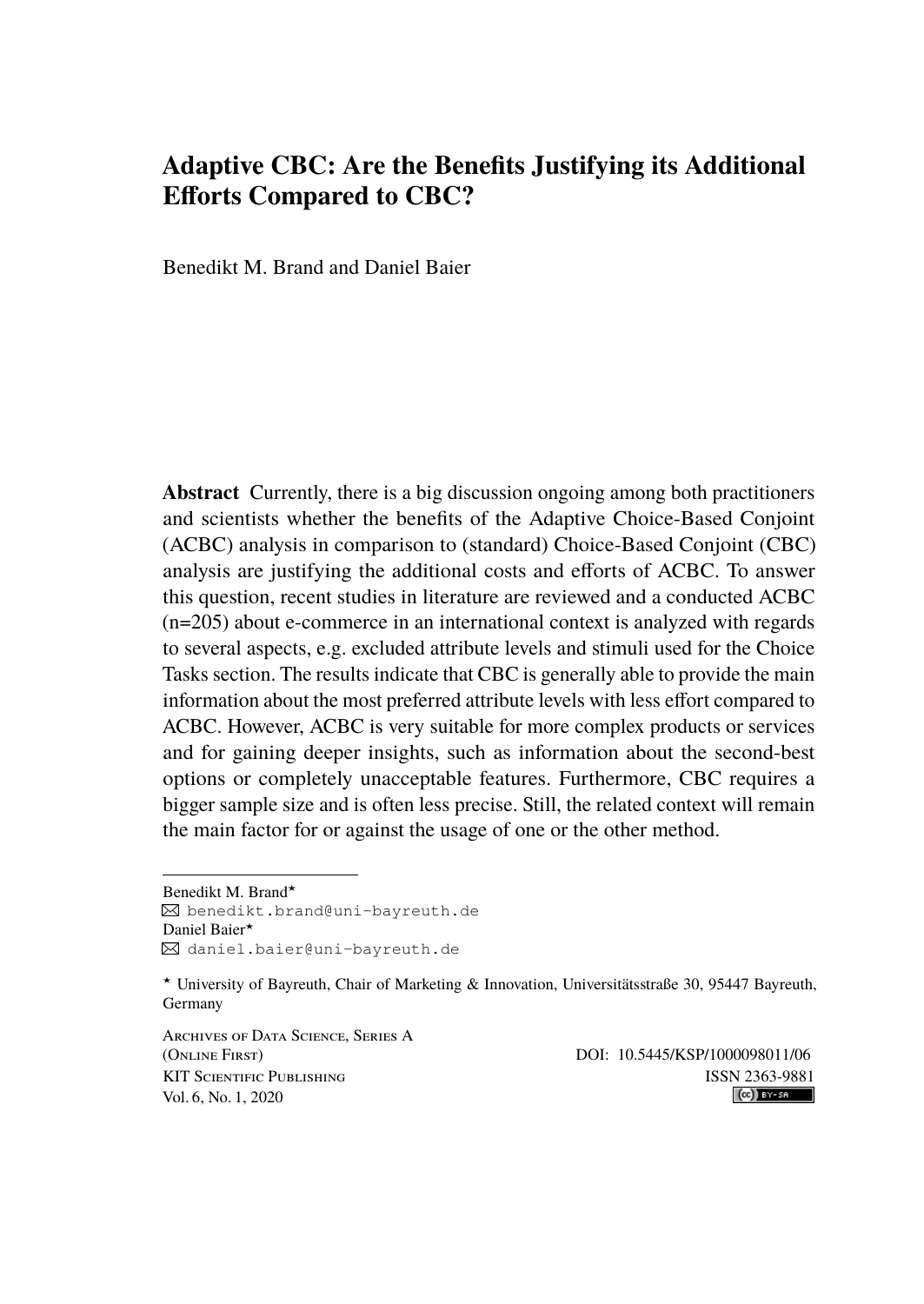# Adaptive CBC: Are the Benefits Justifying its Additional Efforts Compared to CBC?

Benedikt M. Brand and Daniel Baier

**Abstract** Currently, there is a big discussion ongoing among both practitioners and scientists whether the benefits of the Adaptive Choice-Based Conjoint (ACBC) analysis in comparison to (standard) Choice-Based Conjoint (CBC) analysis are justifying the additional costs and efforts of ACBC. To answer this question, recent studies in literature are reviewed and a conducted ACBC (n=205) about e-commerce in an international context is analyzed with regards to several aspects, e.g. excluded attribute levels and stimuli used for the Choice Tasks section. The results indicate that CBC is generally able to provide the main information about the most preferred attribute levels with less effort compared to ACBC. However, ACBC is very suitable for more complex products or services and for gaining deeper insights, such as information about the second-best options or completely unacceptable features. Furthermore, CBC requires a bigger sample size and is often less precise. Still, the related context will remain the main factor for or against the usage of one or the other method.

---

Benedikt M. Brand*
✉ benedikt.brand@uni-bayreuth.de
Daniel Baier*
✉ daniel.baier@uni-bayreuth.de

* University of Bayreuth, Chair of Marketing & Innovation, Universitätsstraße 30, 95447 Bayreuth, Germany

Archives of Data Science, Series A
(Online First)
KIT Scientific Publishing
Vol. 6, No. 1, 2020

DOI: 10.5445/KSP/1000098011/06
ISSN 2363-9881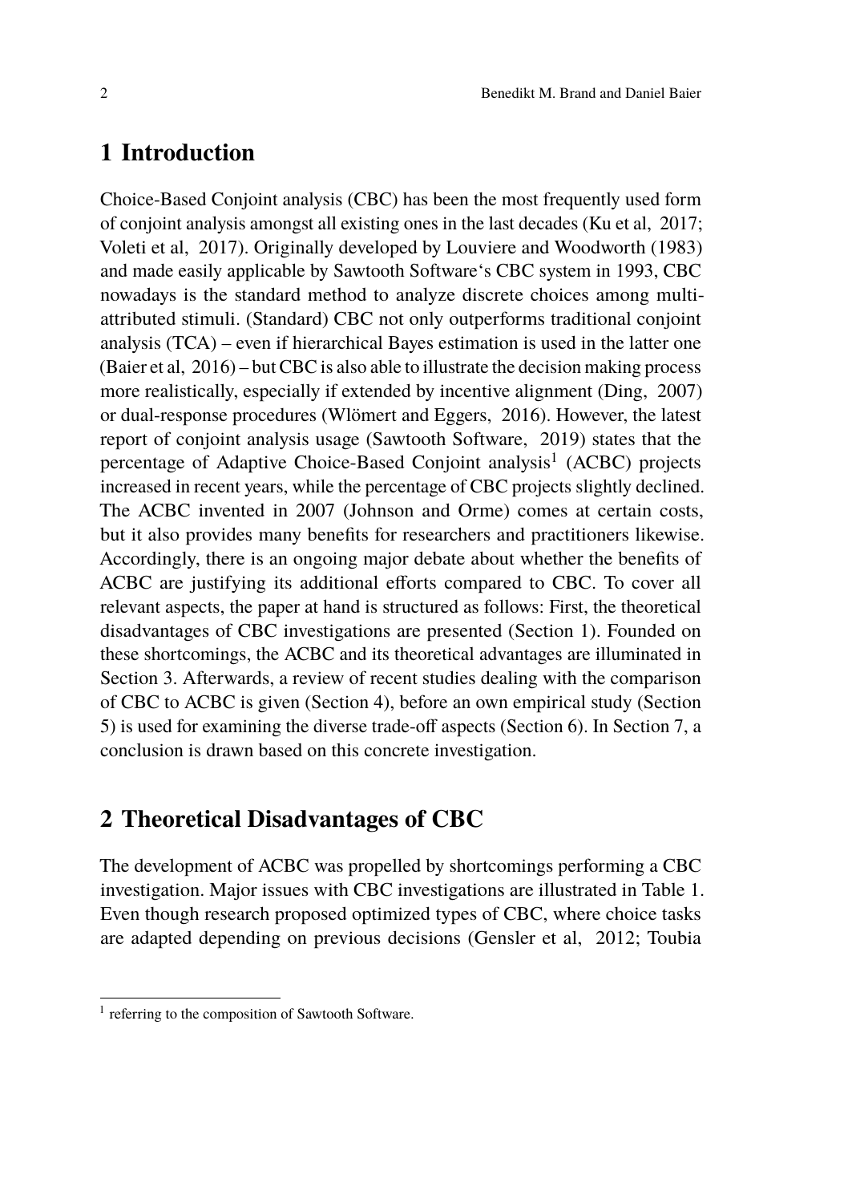# 1 Introduction

Choice-Based Conjoint analysis (CBC) has been the most frequently used form of conjoint analysis amongst all existing ones in the last decades (Ku et al, 2017; Voleti et al, 2017). Originally developed by Louviere and Woodworth (1983) and made easily applicable by Sawtooth Software's CBC system in 1993, CBC nowadays is the standard method to analyze discrete choices among multi-attributed stimuli. (Standard) CBC not only outperforms traditional conjoint analysis (TCA) – even if hierarchical Bayes estimation is used in the latter one (Baier et al, 2016) – but CBC is also able to illustrate the decision making process more realistically, especially if extended by incentive alignment (Ding, 2007) or dual-response procedures (Wlömert and Eggers, 2016). However, the latest report of conjoint analysis usage (Sawtooth Software, 2019) states that the percentage of Adaptive Choice-Based Conjoint analysis[1] (ACBC) projects increased in recent years, while the percentage of CBC projects slightly declined. The ACBC invented in 2007 (Johnson and Orme) comes at certain costs, but it also provides many benefits for researchers and practitioners likewise. Accordingly, there is an ongoing major debate about whether the benefits of ACBC are justifying its additional efforts compared to CBC. To cover all relevant aspects, the paper at hand is structured as follows: First, the theoretical disadvantages of CBC investigations are presented (Section 1). Founded on these shortcomings, the ACBC and its theoretical advantages are illuminated in Section 3. Afterwards, a review of recent studies dealing with the comparison of CBC to ACBC is given (Section 4), before an own empirical study (Section 5) is used for examining the diverse trade-off aspects (Section 6). In Section 7, a conclusion is drawn based on this concrete investigation.

# 2 Theoretical Disadvantages of CBC

The development of ACBC was propelled by shortcomings performing a CBC investigation. Major issues with CBC investigations are illustrated in Table 1. Even though research proposed optimized types of CBC, where choice tasks are adapted depending on previous decisions (Gensler et al, 2012; Toubia

[1] referring to the composition of Sawtooth Software.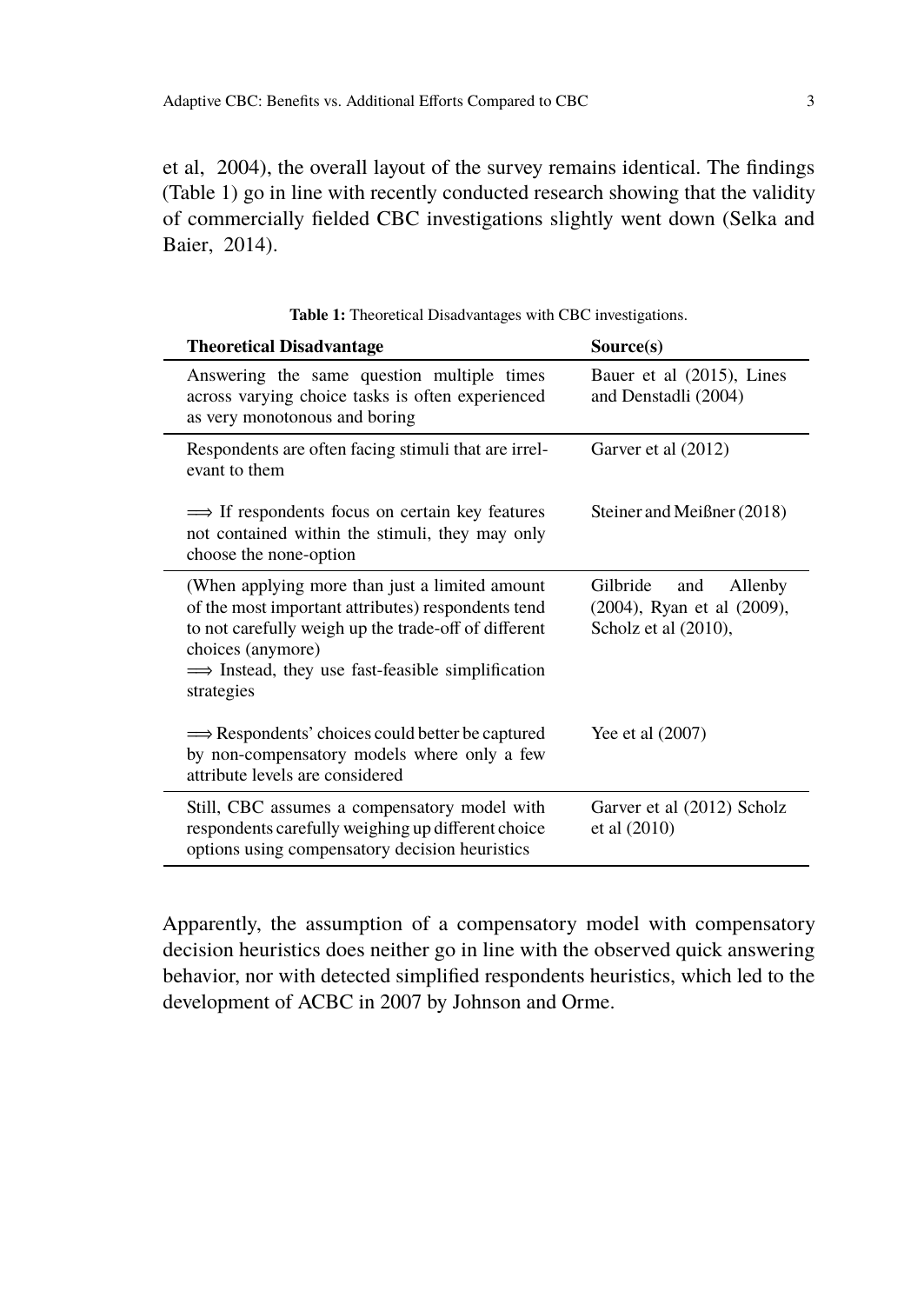et al, 2004), the overall layout of the survey remains identical. The findings (Table 1) go in line with recently conducted research showing that the validity of commercially fielded CBC investigations slightly went down (Selka and Baier, 2014).

**Table 1:** Theoretical Disadvantages with CBC investigations.

| Theoretical Disadvantage | Source(s) |
| --- | --- |
| Answering the same question multiple times across varying choice tasks is often experienced as very monotonous and boring | Bauer et al (2015), Lines and Denstadli (2004) |
| Respondents are often facing stimuli that are irrelevant to them | Garver et al (2012) |
| $\Longrightarrow$ If respondents focus on certain key features not contained within the stimuli, they may only choose the none-option | Steiner and Meißner (2018) |
| (When applying more than just a limited amount of the most important attributes) respondents tend to not carefully weigh up the trade-off of different choices (anymore) $\Longrightarrow$ Instead, they use fast-feasible simplification strategies | Gilbride and Allenby (2004), Ryan et al (2009), Scholz et al (2010), |
| $\Longrightarrow$ Respondents' choices could better be captured by non-compensatory models where only a few attribute levels are considered | Yee et al (2007) |
| Still, CBC assumes a compensatory model with respondents carefully weighing up different choice options using compensatory decision heuristics | Garver et al (2012) Scholz et al (2010) |

Apparently, the assumption of a compensatory model with compensatory decision heuristics does neither go in line with the observed quick answering behavior, nor with detected simplified respondents heuristics, which led to the development of ACBC in 2007 by Johnson and Orme.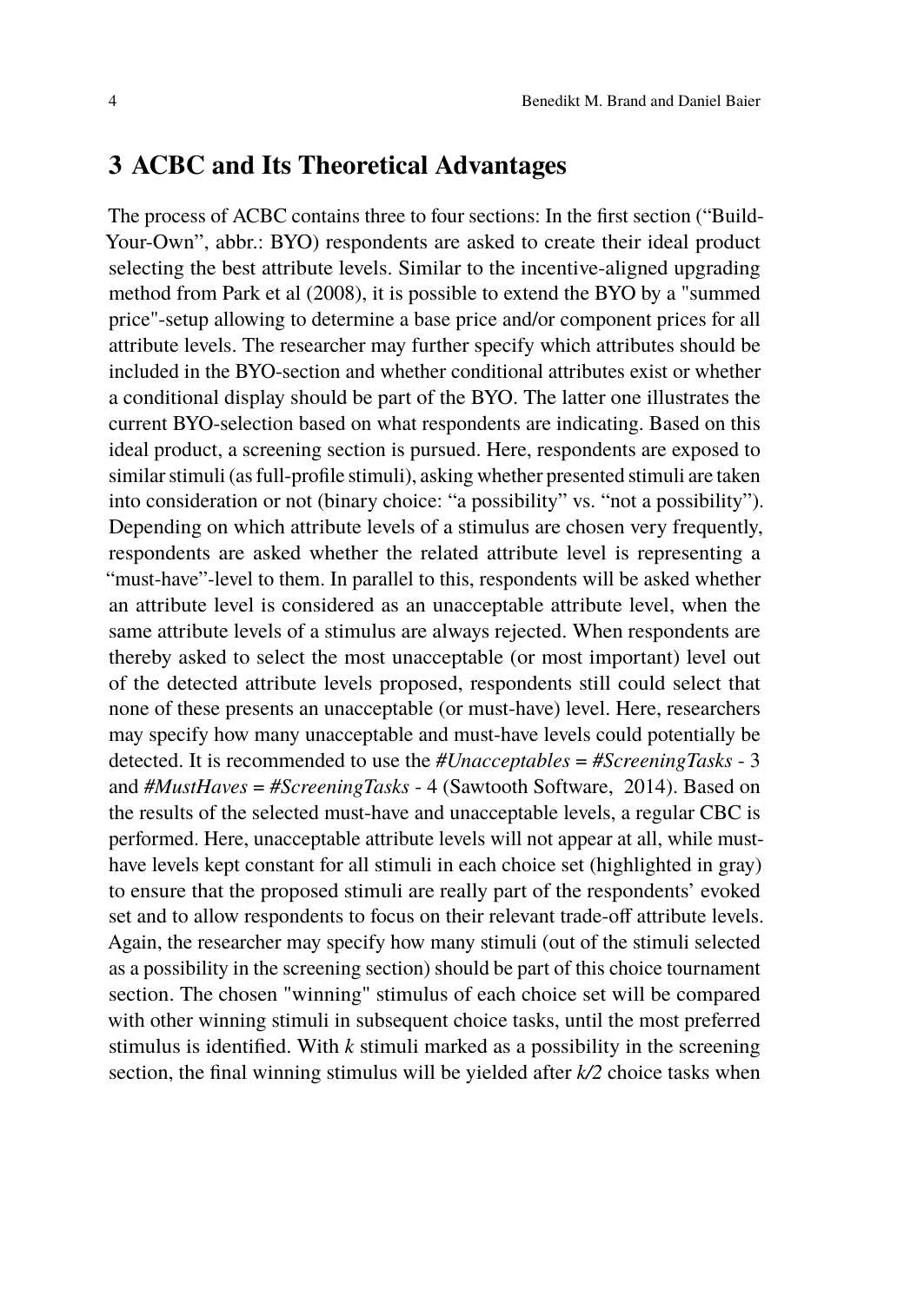## 3 ACBC and Its Theoretical Advantages

The process of ACBC contains three to four sections: In the first section ("Build-Your-Own", abbr.: BYO) respondents are asked to create their ideal product selecting the best attribute levels. Similar to the incentive-aligned upgrading method from Park et al (2008), it is possible to extend the BYO by a "summed price"-setup allowing to determine a base price and/or component prices for all attribute levels. The researcher may further specify which attributes should be included in the BYO-section and whether conditional attributes exist or whether a conditional display should be part of the BYO. The latter one illustrates the current BYO-selection based on what respondents are indicating. Based on this ideal product, a screening section is pursued. Here, respondents are exposed to similar stimuli (as full-profile stimuli), asking whether presented stimuli are taken into consideration or not (binary choice: "a possibility" vs. "not a possibility"). Depending on which attribute levels of a stimulus are chosen very frequently, respondents are asked whether the related attribute level is representing a "must-have"-level to them. In parallel to this, respondents will be asked whether an attribute level is considered as an unacceptable attribute level, when the same attribute levels of a stimulus are always rejected. When respondents are thereby asked to select the most unacceptable (or most important) level out of the detected attribute levels proposed, respondents still could select that none of these presents an unacceptable (or must-have) level. Here, researchers may specify how many unacceptable and must-have levels could potentially be detected. It is recommended to use the *#Unacceptables* = *#ScreeningTasks* - 3 and *#MustHaves* = *#ScreeningTasks* - 4 (Sawtooth Software, 2014). Based on the results of the selected must-have and unacceptable levels, a regular CBC is performed. Here, unacceptable attribute levels will not appear at all, while must-have levels kept constant for all stimuli in each choice set (highlighted in gray) to ensure that the proposed stimuli are really part of the respondents' evoked set and to allow respondents to focus on their relevant trade-off attribute levels. Again, the researcher may specify how many stimuli (out of the stimuli selected as a possibility in the screening section) should be part of this choice tournament section. The chosen "winning" stimulus of each choice set will be compared with other winning stimuli in subsequent choice tasks, until the most preferred stimulus is identified. With $k$ stimuli marked as a possibility in the screening section, the final winning stimulus will be yielded after $k/2$ choice tasks when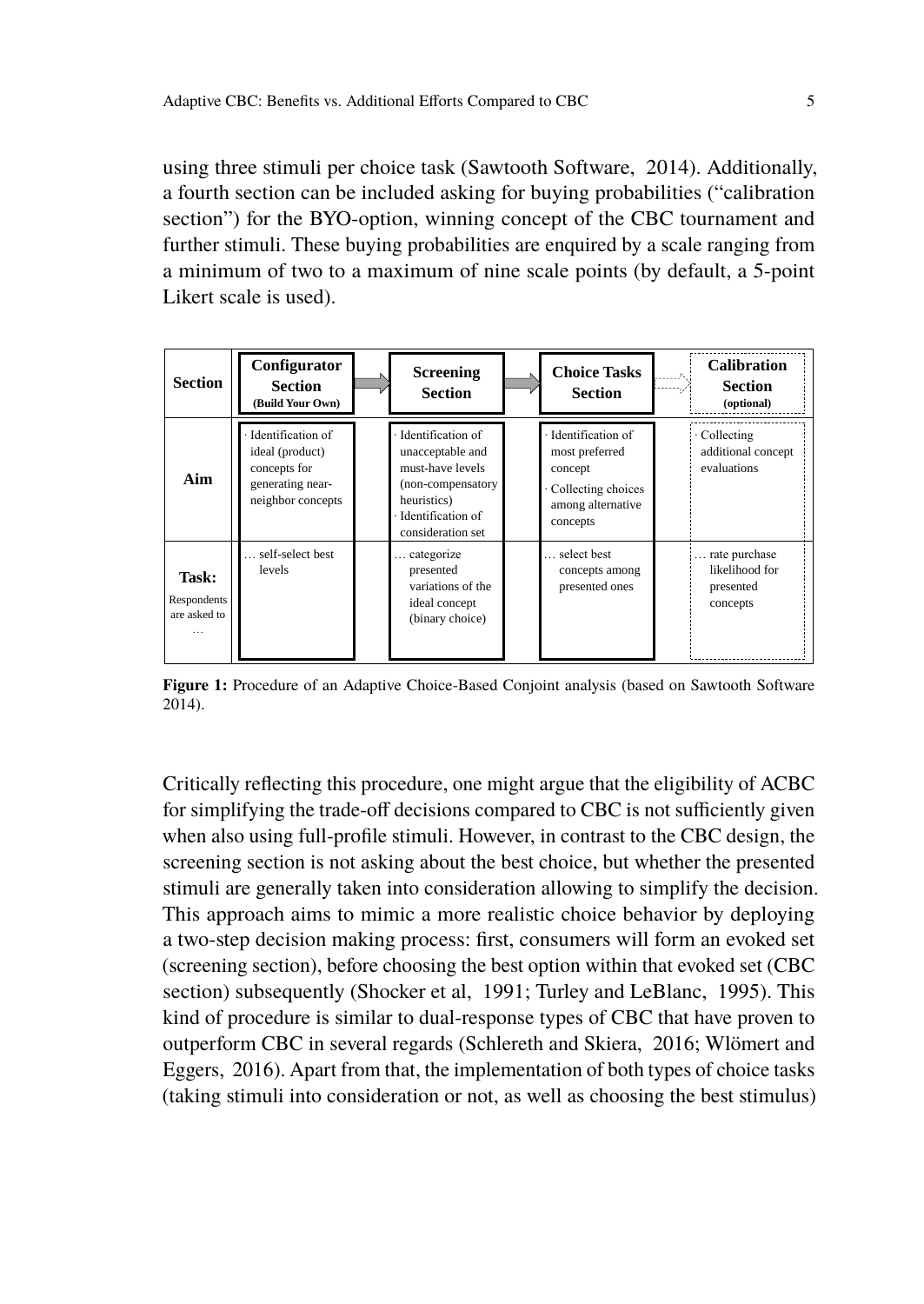using three stimuli per choice task (Sawtooth Software, 2014). Additionally, a fourth section can be included asking for buying probabilities ("calibration section") for the BYO-option, winning concept of the CBC tournament and further stimuli. These buying probabilities are enquired by a scale ranging from a minimum of two to a maximum of nine scale points (by default, a 5-point Likert scale is used).

| Section | Configurator Section (Build Your Own) | Screening Section | Choice Tasks Section | Calibration Section (optional) |
|---|---|---|---|---|
| Aim | · Identification of ideal (product) concepts for generating near-neighbor concepts | · Identification of unacceptable and must-have levels (non-compensatory heuristics) · Identification of consideration set | · Identification of most preferred concept · Collecting choices among alternative concepts | · Collecting additional concept evaluations |
| Task: Respondents are asked to … | … self-select best levels | … categorize presented variations of the ideal concept (binary choice) | … select best concepts among presented ones | … rate purchase likelihood for presented concepts |

**Figure 1:** Procedure of an Adaptive Choice-Based Conjoint analysis (based on Sawtooth Software 2014).

Critically reflecting this procedure, one might argue that the eligibility of ACBC for simplifying the trade-off decisions compared to CBC is not sufficiently given when also using full-profile stimuli. However, in contrast to the CBC design, the screening section is not asking about the best choice, but whether the presented stimuli are generally taken into consideration allowing to simplify the decision. This approach aims to mimic a more realistic choice behavior by deploying a two-step decision making process: first, consumers will form an evoked set (screening section), before choosing the best option within that evoked set (CBC section) subsequently (Shocker et al, 1991; Turley and LeBlanc, 1995). This kind of procedure is similar to dual-response types of CBC that have proven to outperform CBC in several regards (Schlereth and Skiera, 2016; Wlömert and Eggers, 2016). Apart from that, the implementation of both types of choice tasks (taking stimuli into consideration or not, as well as choosing the best stimulus)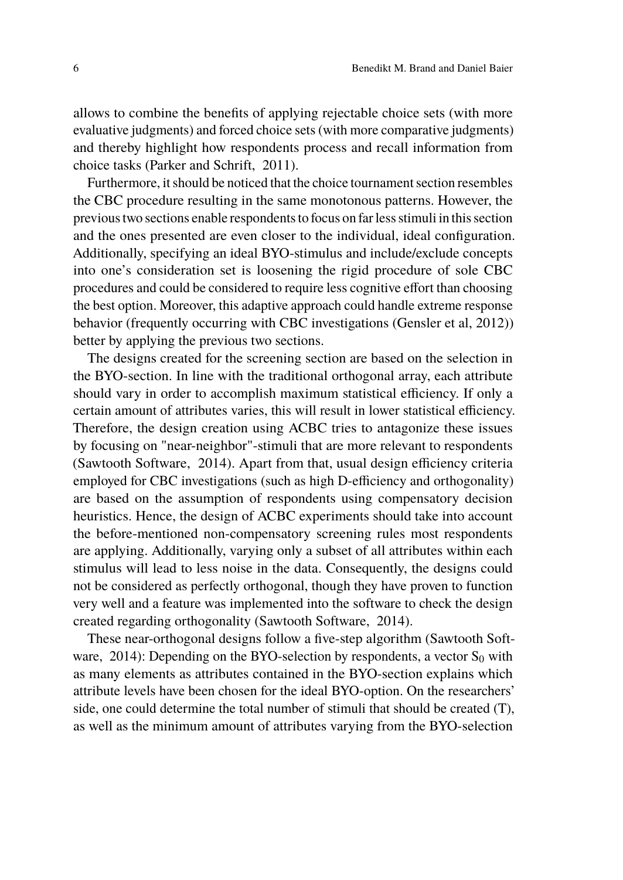allows to combine the benefits of applying rejectable choice sets (with more evaluative judgments) and forced choice sets (with more comparative judgments) and thereby highlight how respondents process and recall information from choice tasks (Parker and Schrift, 2011).

Furthermore, it should be noticed that the choice tournament section resembles the CBC procedure resulting in the same monotonous patterns. However, the previous two sections enable respondents to focus on far less stimuli in this section and the ones presented are even closer to the individual, ideal configuration. Additionally, specifying an ideal BYO-stimulus and include/exclude concepts into one's consideration set is loosening the rigid procedure of sole CBC procedures and could be considered to require less cognitive effort than choosing the best option. Moreover, this adaptive approach could handle extreme response behavior (frequently occurring with CBC investigations (Gensler et al, 2012)) better by applying the previous two sections.

The designs created for the screening section are based on the selection in the BYO-section. In line with the traditional orthogonal array, each attribute should vary in order to accomplish maximum statistical efficiency. If only a certain amount of attributes varies, this will result in lower statistical efficiency. Therefore, the design creation using ACBC tries to antagonize these issues by focusing on "near-neighbor"-stimuli that are more relevant to respondents (Sawtooth Software, 2014). Apart from that, usual design efficiency criteria employed for CBC investigations (such as high D-efficiency and orthogonality) are based on the assumption of respondents using compensatory decision heuristics. Hence, the design of ACBC experiments should take into account the before-mentioned non-compensatory screening rules most respondents are applying. Additionally, varying only a subset of all attributes within each stimulus will lead to less noise in the data. Consequently, the designs could not be considered as perfectly orthogonal, though they have proven to function very well and a feature was implemented into the software to check the design created regarding orthogonality (Sawtooth Software, 2014).

These near-orthogonal designs follow a five-step algorithm (Sawtooth Software, 2014): Depending on the BYO-selection by respondents, a vector $S_0$ with as many elements as attributes contained in the BYO-section explains which attribute levels have been chosen for the ideal BYO-option. On the researchers' side, one could determine the total number of stimuli that should be created (T), as well as the minimum amount of attributes varying from the BYO-selection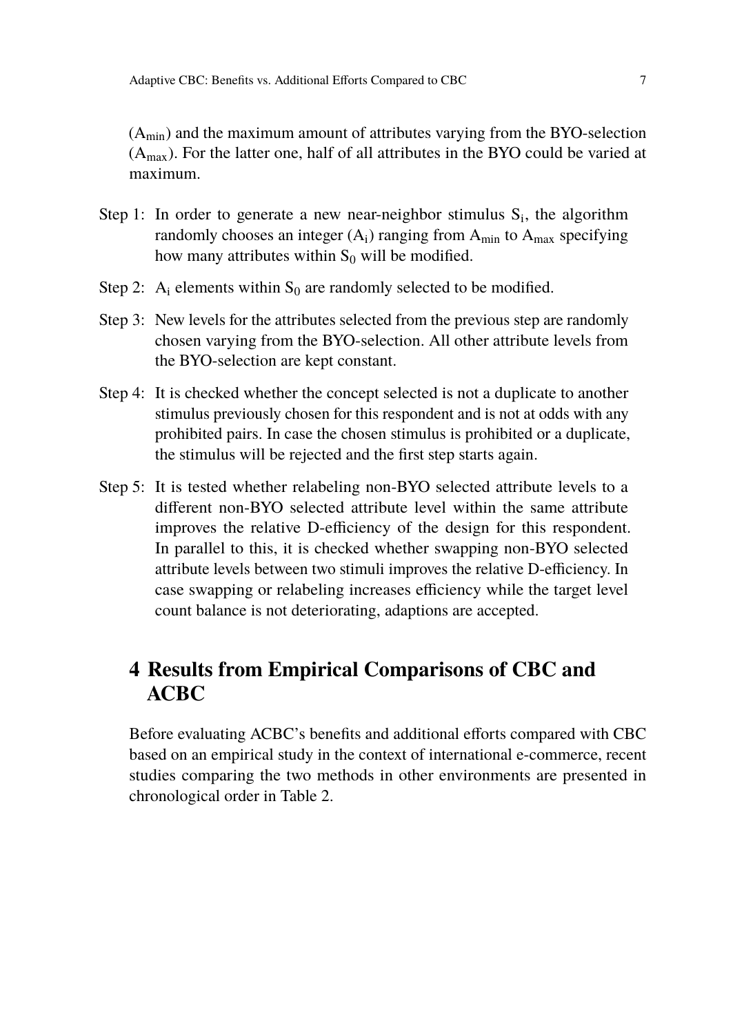($A_{min}$) and the maximum amount of attributes varying from the BYO-selection ($A_{max}$). For the latter one, half of all attributes in the BYO could be varied at maximum.

Step 1: In order to generate a new near-neighbor stimulus $S_i$, the algorithm randomly chooses an integer ($A_i$) ranging from $A_{min}$ to $A_{max}$ specifying how many attributes within $S_0$ will be modified.

Step 2: $A_i$ elements within $S_0$ are randomly selected to be modified.

Step 3: New levels for the attributes selected from the previous step are randomly chosen varying from the BYO-selection. All other attribute levels from the BYO-selection are kept constant.

Step 4: It is checked whether the concept selected is not a duplicate to another stimulus previously chosen for this respondent and is not at odds with any prohibited pairs. In case the chosen stimulus is prohibited or a duplicate, the stimulus will be rejected and the first step starts again.

Step 5: It is tested whether relabeling non-BYO selected attribute levels to a different non-BYO selected attribute level within the same attribute improves the relative D-efficiency of the design for this respondent. In parallel to this, it is checked whether swapping non-BYO selected attribute levels between two stimuli improves the relative D-efficiency. In case swapping or relabeling increases efficiency while the target level count balance is not deteriorating, adaptions are accepted.

## 4 Results from Empirical Comparisons of CBC and ACBC

Before evaluating ACBC's benefits and additional efforts compared with CBC based on an empirical study in the context of international e-commerce, recent studies comparing the two methods in other environments are presented in chronological order in Table 2.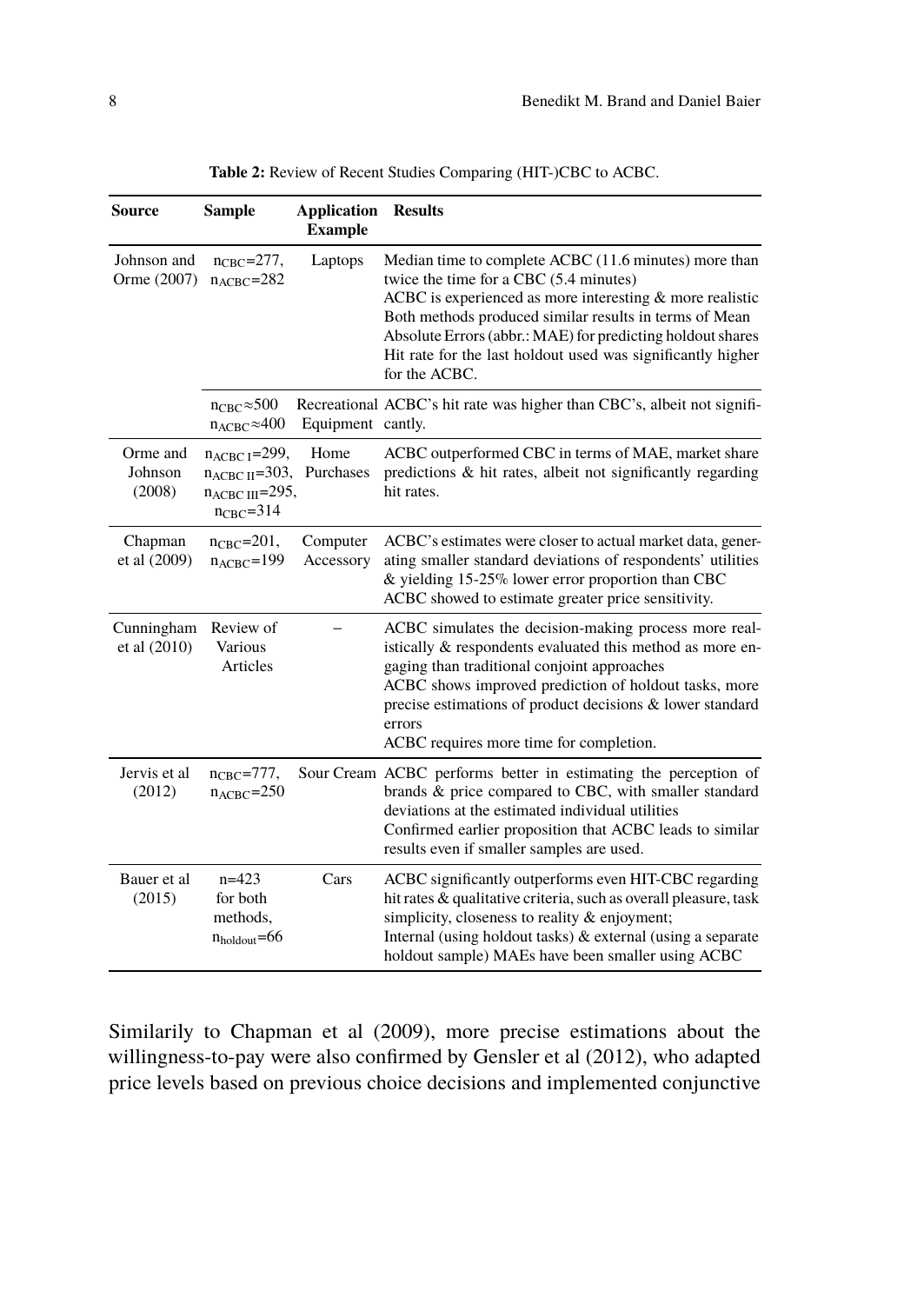**Table 2:** Review of Recent Studies Comparing (HIT-)CBC to ACBC.

| Source | Sample | Application Example | Results |
|---|---|---|---|
| Johnson and Orme (2007) | $n_{CBC}$=277, $n_{ACBC}$=282 | Laptops | Median time to complete ACBC (11.6 minutes) more than twice the time for a CBC (5.4 minutes)<br>ACBC is experienced as more interesting & more realistic<br>Both methods produced similar results in terms of Mean Absolute Errors (abbr.: MAE) for predicting holdout shares<br>Hit rate for the last holdout used was significantly higher for the ACBC. |
| | $n_{CBC}$≈500 $n_{ACBC}$≈400 | Recreational Equipment | ACBC's hit rate was higher than CBC's, albeit not significantly. |
| Orme and Johnson (2008) | $n_{ACBC\ I}$=299, $n_{ACBC\ II}$=303, $n_{ACBC\ III}$=295, $n_{CBC}$=314 | Home Purchases | ACBC outperformed CBC in terms of MAE, market share predictions & hit rates, albeit not significantly regarding hit rates. |
| Chapman et al (2009) | $n_{CBC}$=201, $n_{ACBC}$=199 | Computer Accessory | ACBC's estimates were closer to actual market data, generating smaller standard deviations of respondents' utilities & yielding 15-25% lower error proportion than CBC<br>ACBC showed to estimate greater price sensitivity. |
| Cunningham et al (2010) | Review of Various Articles | – | ACBC simulates the decision-making process more realistically & respondents evaluated this method as more engaging than traditional conjoint approaches<br>ACBC shows improved prediction of holdout tasks, more precise estimations of product decisions & lower standard errors<br>ACBC requires more time for completion. |
| Jervis et al (2012) | $n_{CBC}$=777, $n_{ACBC}$=250 | Sour Cream | ACBC performs better in estimating the perception of brands & price compared to CBC, with smaller standard deviations at the estimated individual utilities<br>Confirmed earlier proposition that ACBC leads to similar results even if smaller samples are used. |
| Bauer et al (2015) | n=423 for both methods, $n_{holdout}$=66 | Cars | ACBC significantly outperforms even HIT-CBC regarding hit rates & qualitative criteria, such as overall pleasure, task simplicity, closeness to reality & enjoyment;<br>Internal (using holdout tasks) & external (using a separate holdout sample) MAEs have been smaller using ACBC |

Similarly to Chapman et al (2009), more precise estimations about the willingness-to-pay were also confirmed by Gensler et al (2012), who adapted price levels based on previous choice decisions and implemented conjunctive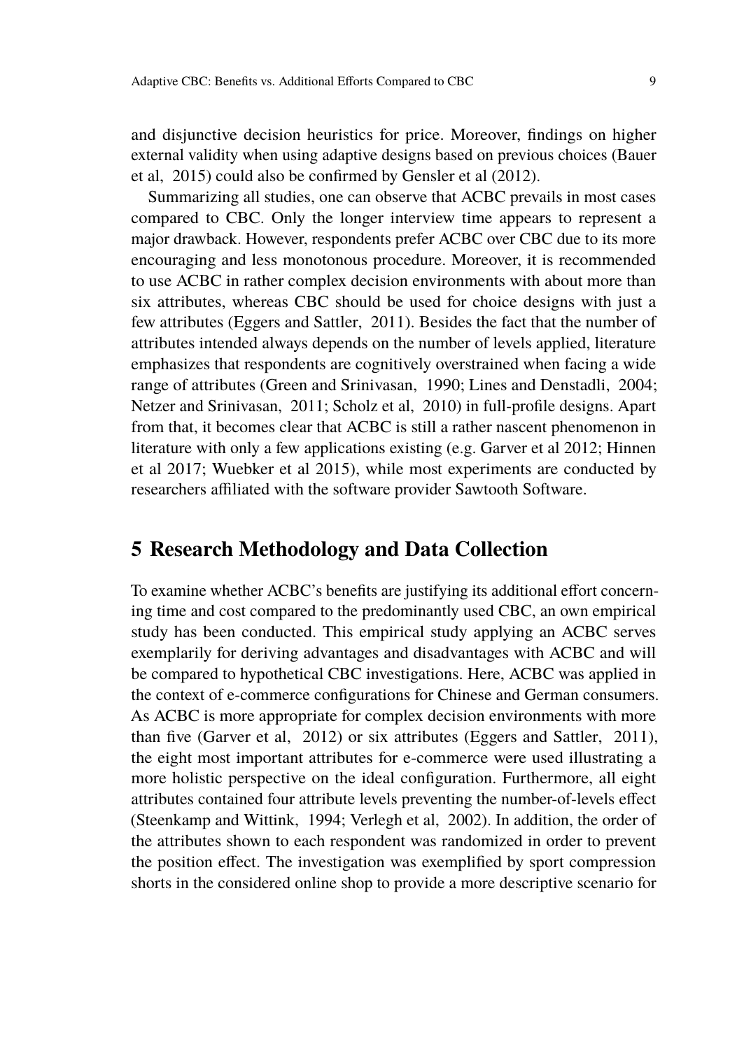and disjunctive decision heuristics for price. Moreover, findings on higher external validity when using adaptive designs based on previous choices (Bauer et al, 2015) could also be confirmed by Gensler et al (2012).

Summarizing all studies, one can observe that ACBC prevails in most cases compared to CBC. Only the longer interview time appears to represent a major drawback. However, respondents prefer ACBC over CBC due to its more encouraging and less monotonous procedure. Moreover, it is recommended to use ACBC in rather complex decision environments with about more than six attributes, whereas CBC should be used for choice designs with just a few attributes (Eggers and Sattler, 2011). Besides the fact that the number of attributes intended always depends on the number of levels applied, literature emphasizes that respondents are cognitively overstrained when facing a wide range of attributes (Green and Srinivasan, 1990; Lines and Denstadli, 2004; Netzer and Srinivasan, 2011; Scholz et al, 2010) in full-profile designs. Apart from that, it becomes clear that ACBC is still a rather nascent phenomenon in literature with only a few applications existing (e.g. Garver et al 2012; Hinnen et al 2017; Wuebker et al 2015), while most experiments are conducted by researchers affiliated with the software provider Sawtooth Software.

## 5 Research Methodology and Data Collection

To examine whether ACBC's benefits are justifying its additional effort concerning time and cost compared to the predominantly used CBC, an own empirical study has been conducted. This empirical study applying an ACBC serves exemplarily for deriving advantages and disadvantages with ACBC and will be compared to hypothetical CBC investigations. Here, ACBC was applied in the context of e-commerce configurations for Chinese and German consumers. As ACBC is more appropriate for complex decision environments with more than five (Garver et al, 2012) or six attributes (Eggers and Sattler, 2011), the eight most important attributes for e-commerce were used illustrating a more holistic perspective on the ideal configuration. Furthermore, all eight attributes contained four attribute levels preventing the number-of-levels effect (Steenkamp and Wittink, 1994; Verlegh et al, 2002). In addition, the order of the attributes shown to each respondent was randomized in order to prevent the position effect. The investigation was exemplified by sport compression shorts in the considered online shop to provide a more descriptive scenario for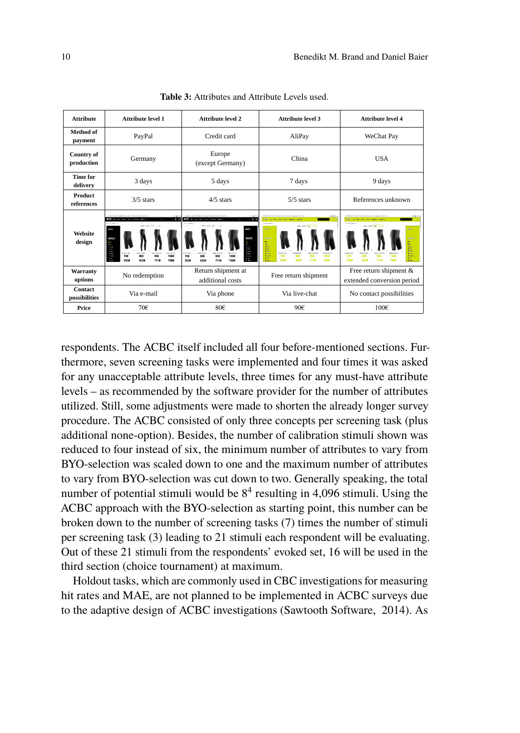**Table 3:** Attributes and Attribute Levels used.

| Attribute | Attribute level 1 | Attribute level 2 | Attribute level 3 | Attribute level 4 |
|---|---|---|---|---|
| Method of payment | PayPal | Credit card | AliPay | WeChat Pay |
| Country of production | Germany | Europe (except Germany) | China | USA |
| Time for delivery | 3 days | 5 days | 7 days | 9 days |
| Product references | 3/5 stars | 4/5 stars | 5/5 stars | References unknown |
| Website design | | | | |
| Warranty options | No redemption | Return shipment at additional costs | Free return shipment | Free return shipment & extended conversion period |
| Contact possibilities | Via e-mail | Via phone | Via live-chat | No contact possibilities |
| Price | 70€ | 80€ | 90€ | 100€ |

respondents. The ACBC itself included all four before-mentioned sections. Furthermore, seven screening tasks were implemented and four times it was asked for any unacceptable attribute levels, three times for any must-have attribute levels – as recommended by the software provider for the number of attributes utilized. Still, some adjustments were made to shorten the already longer survey procedure. The ACBC consisted of only three concepts per screening task (plus additional none-option). Besides, the number of calibration stimuli shown was reduced to four instead of six, the minimum number of attributes to vary from BYO-selection was scaled down to one and the maximum number of attributes to vary from BYO-selection was cut down to two. Generally speaking, the total number of potential stimuli would be $8^4$ resulting in 4,096 stimuli. Using the ACBC approach with the BYO-selection as starting point, this number can be broken down to the number of screening tasks (7) times the number of stimuli per screening task (3) leading to 21 stimuli each respondent will be evaluating. Out of these 21 stimuli from the respondents' evoked set, 16 will be used in the third section (choice tournament) at maximum.

Holdout tasks, which are commonly used in CBC investigations for measuring hit rates and MAE, are not planned to be implemented in ACBC surveys due to the adaptive design of ACBC investigations (Sawtooth Software, 2014). As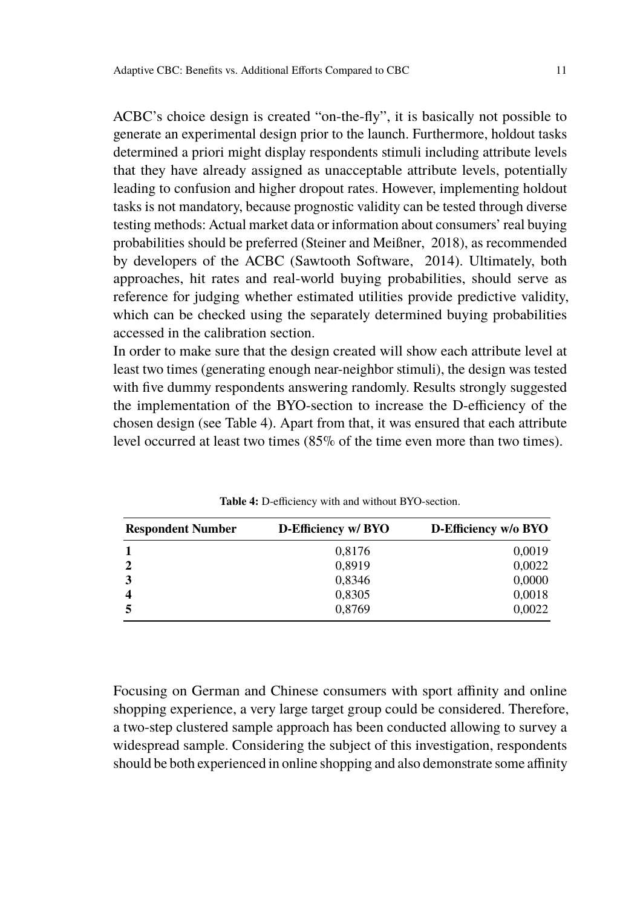ACBC's choice design is created "on-the-fly", it is basically not possible to generate an experimental design prior to the launch. Furthermore, holdout tasks determined a priori might display respondents stimuli including attribute levels that they have already assigned as unacceptable attribute levels, potentially leading to confusion and higher dropout rates. However, implementing holdout tasks is not mandatory, because prognostic validity can be tested through diverse testing methods: Actual market data or information about consumers' real buying probabilities should be preferred (Steiner and Meißner, 2018), as recommended by developers of the ACBC (Sawtooth Software, 2014). Ultimately, both approaches, hit rates and real-world buying probabilities, should serve as reference for judging whether estimated utilities provide predictive validity, which can be checked using the separately determined buying probabilities accessed in the calibration section.

In order to make sure that the design created will show each attribute level at least two times (generating enough near-neighbor stimuli), the design was tested with five dummy respondents answering randomly. Results strongly suggested the implementation of the BYO-section to increase the D-efficiency of the chosen design (see Table 4). Apart from that, it was ensured that each attribute level occurred at least two times (85% of the time even more than two times).

**Table 4:** D-efficiency with and without BYO-section.

| Respondent Number | D-Efficiency w/ BYO | D-Efficiency w/o BYO |
|---|---|---|
| **1** | 0,8176 | 0,0019 |
| **2** | 0,8919 | 0,0022 |
| **3** | 0,8346 | 0,0000 |
| **4** | 0,8305 | 0,0018 |
| **5** | 0,8769 | 0,0022 |

Focusing on German and Chinese consumers with sport affinity and online shopping experience, a very large target group could be considered. Therefore, a two-step clustered sample approach has been conducted allowing to survey a widespread sample. Considering the subject of this investigation, respondents should be both experienced in online shopping and also demonstrate some affinity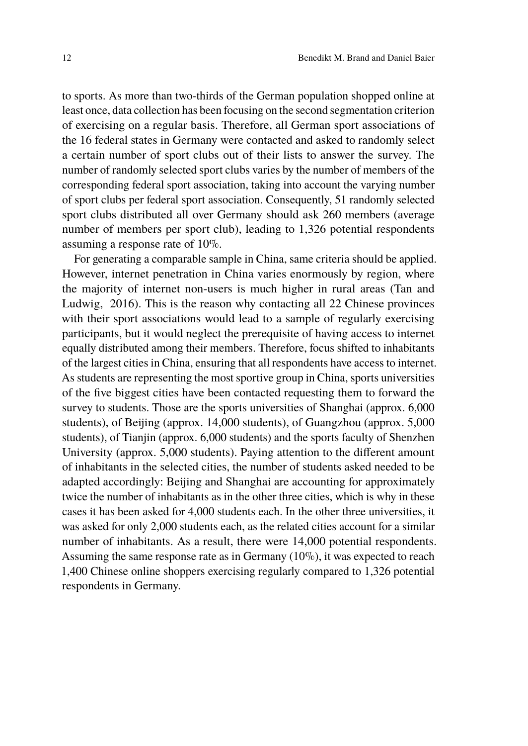to sports. As more than two-thirds of the German population shopped online at least once, data collection has been focusing on the second segmentation criterion of exercising on a regular basis. Therefore, all German sport associations of the 16 federal states in Germany were contacted and asked to randomly select a certain number of sport clubs out of their lists to answer the survey. The number of randomly selected sport clubs varies by the number of members of the corresponding federal sport association, taking into account the varying number of sport clubs per federal sport association. Consequently, 51 randomly selected sport clubs distributed all over Germany should ask 260 members (average number of members per sport club), leading to 1,326 potential respondents assuming a response rate of 10%.

For generating a comparable sample in China, same criteria should be applied. However, internet penetration in China varies enormously by region, where the majority of internet non-users is much higher in rural areas (Tan and Ludwig, 2016). This is the reason why contacting all 22 Chinese provinces with their sport associations would lead to a sample of regularly exercising participants, but it would neglect the prerequisite of having access to internet equally distributed among their members. Therefore, focus shifted to inhabitants of the largest cities in China, ensuring that all respondents have access to internet. As students are representing the most sportive group in China, sports universities of the five biggest cities have been contacted requesting them to forward the survey to students. Those are the sports universities of Shanghai (approx. 6,000 students), of Beijing (approx. 14,000 students), of Guangzhou (approx. 5,000 students), of Tianjin (approx. 6,000 students) and the sports faculty of Shenzhen University (approx. 5,000 students). Paying attention to the different amount of inhabitants in the selected cities, the number of students asked needed to be adapted accordingly: Beijing and Shanghai are accounting for approximately twice the number of inhabitants as in the other three cities, which is why in these cases it has been asked for 4,000 students each. In the other three universities, it was asked for only 2,000 students each, as the related cities account for a similar number of inhabitants. As a result, there were 14,000 potential respondents. Assuming the same response rate as in Germany (10%), it was expected to reach 1,400 Chinese online shoppers exercising regularly compared to 1,326 potential respondents in Germany.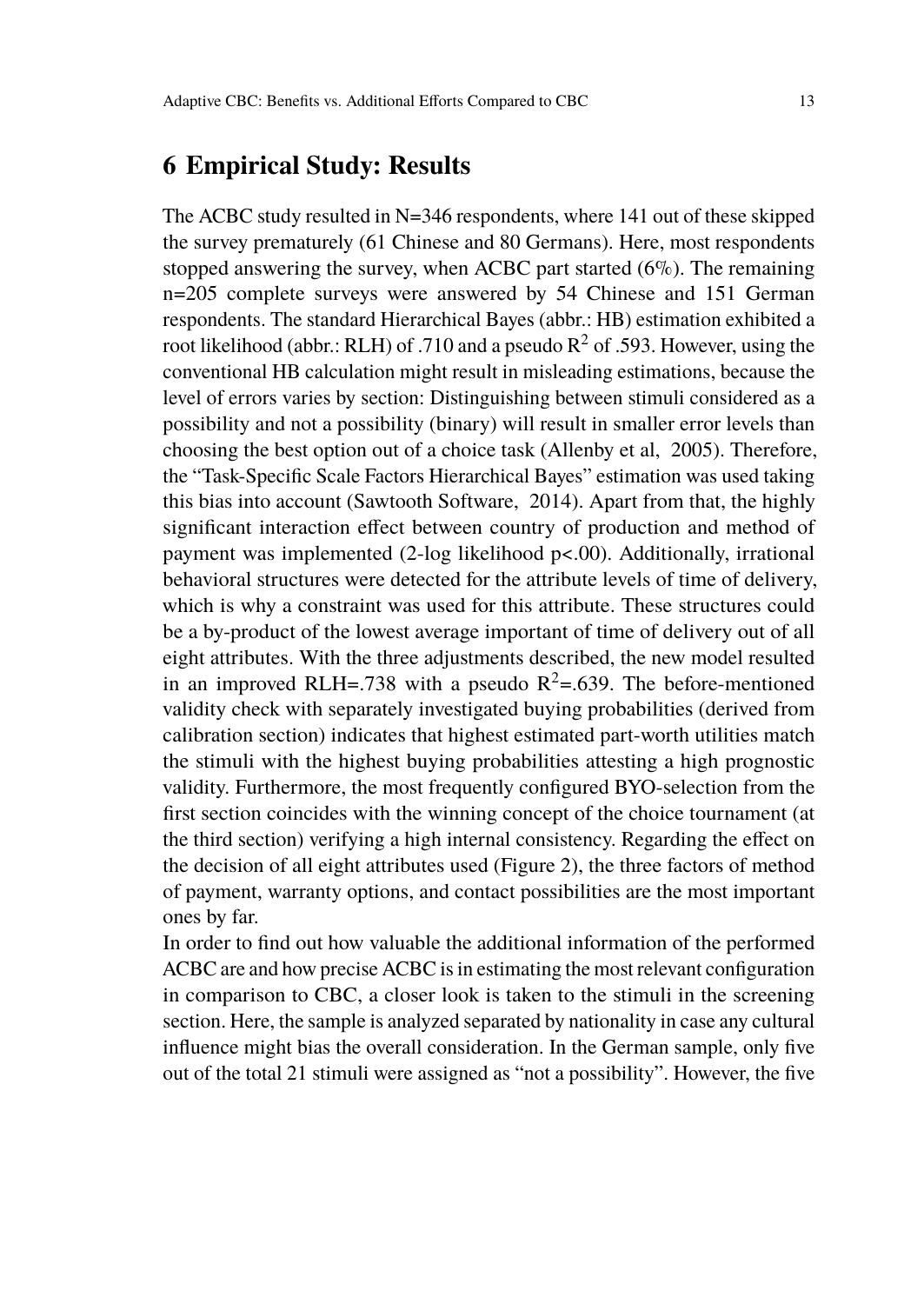# 6 Empirical Study: Results

The ACBC study resulted in N=346 respondents, where 141 out of these skipped the survey prematurely (61 Chinese and 80 Germans). Here, most respondents stopped answering the survey, when ACBC part started (6%). The remaining n=205 complete surveys were answered by 54 Chinese and 151 German respondents. The standard Hierarchical Bayes (abbr.: HB) estimation exhibited a root likelihood (abbr.: RLH) of .710 and a pseudo $R^2$ of .593. However, using the conventional HB calculation might result in misleading estimations, because the level of errors varies by section: Distinguishing between stimuli considered as a possibility and not a possibility (binary) will result in smaller error levels than choosing the best option out of a choice task (Allenby et al, 2005). Therefore, the "Task-Specific Scale Factors Hierarchical Bayes" estimation was used taking this bias into account (Sawtooth Software, 2014). Apart from that, the highly significant interaction effect between country of production and method of payment was implemented (2-log likelihood p<.00). Additionally, irrational behavioral structures were detected for the attribute levels of time of delivery, which is why a constraint was used for this attribute. These structures could be a by-product of the lowest average important of time of delivery out of all eight attributes. With the three adjustments described, the new model resulted in an improved RLH=.738 with a pseudo $R^2$=.639. The before-mentioned validity check with separately investigated buying probabilities (derived from calibration section) indicates that highest estimated part-worth utilities match the stimuli with the highest buying probabilities attesting a high prognostic validity. Furthermore, the most frequently configured BYO-selection from the first section coincides with the winning concept of the choice tournament (at the third section) verifying a high internal consistency. Regarding the effect on the decision of all eight attributes used (Figure 2), the three factors of method of payment, warranty options, and contact possibilities are the most important ones by far.

In order to find out how valuable the additional information of the performed ACBC are and how precise ACBC is in estimating the most relevant configuration in comparison to CBC, a closer look is taken to the stimuli in the screening section. Here, the sample is analyzed separated by nationality in case any cultural influence might bias the overall consideration. In the German sample, only five out of the total 21 stimuli were assigned as "not a possibility". However, the five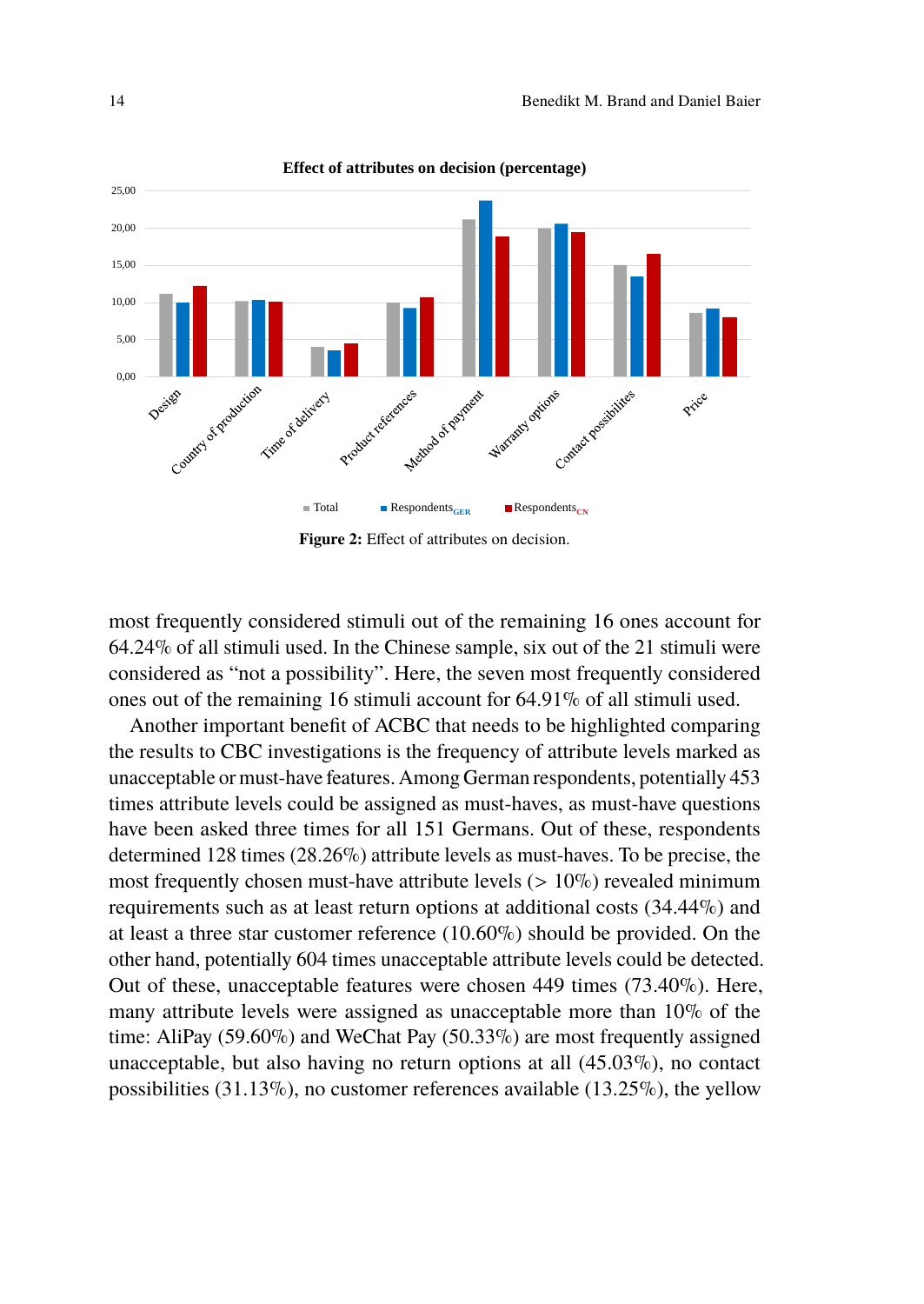**Figure 2:** Effect of attributes on decision.

most frequently considered stimuli out of the remaining 16 ones account for 64.24% of all stimuli used. In the Chinese sample, six out of the 21 stimuli were considered as "not a possibility". Here, the seven most frequently considered ones out of the remaining 16 stimuli account for 64.91% of all stimuli used.

Another important benefit of ACBC that needs to be highlighted comparing the results to CBC investigations is the frequency of attribute levels marked as unacceptable or must-have features. Among German respondents, potentially 453 times attribute levels could be assigned as must-haves, as must-have questions have been asked three times for all 151 Germans. Out of these, respondents determined 128 times (28.26%) attribute levels as must-haves. To be precise, the most frequently chosen must-have attribute levels (> 10%) revealed minimum requirements such as at least return options at additional costs (34.44%) and at least a three star customer reference (10.60%) should be provided. On the other hand, potentially 604 times unacceptable attribute levels could be detected. Out of these, unacceptable features were chosen 449 times (73.40%). Here, many attribute levels were assigned as unacceptable more than 10% of the time: AliPay (59.60%) and WeChat Pay (50.33%) are most frequently assigned unacceptable, but also having no return options at all (45.03%), no contact possibilities (31.13%), no customer references available (13.25%), the yellow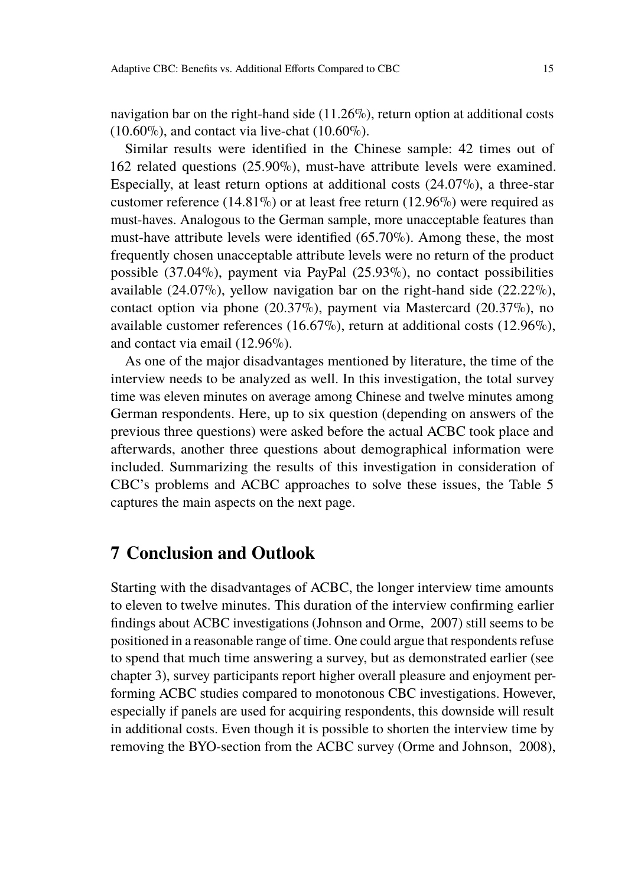navigation bar on the right-hand side (11.26%), return option at additional costs (10.60%), and contact via live-chat (10.60%).

Similar results were identified in the Chinese sample: 42 times out of 162 related questions (25.90%), must-have attribute levels were examined. Especially, at least return options at additional costs (24.07%), a three-star customer reference (14.81%) or at least free return (12.96%) were required as must-haves. Analogous to the German sample, more unacceptable features than must-have attribute levels were identified (65.70%). Among these, the most frequently chosen unacceptable attribute levels were no return of the product possible (37.04%), payment via PayPal (25.93%), no contact possibilities available (24.07%), yellow navigation bar on the right-hand side (22.22%), contact option via phone (20.37%), payment via Mastercard (20.37%), no available customer references (16.67%), return at additional costs (12.96%), and contact via email (12.96%).

As one of the major disadvantages mentioned by literature, the time of the interview needs to be analyzed as well. In this investigation, the total survey time was eleven minutes on average among Chinese and twelve minutes among German respondents. Here, up to six question (depending on answers of the previous three questions) were asked before the actual ACBC took place and afterwards, another three questions about demographical information were included. Summarizing the results of this investigation in consideration of CBC's problems and ACBC approaches to solve these issues, the Table 5 captures the main aspects on the next page.

## 7 Conclusion and Outlook

Starting with the disadvantages of ACBC, the longer interview time amounts to eleven to twelve minutes. This duration of the interview confirming earlier findings about ACBC investigations (Johnson and Orme, 2007) still seems to be positioned in a reasonable range of time. One could argue that respondents refuse to spend that much time answering a survey, but as demonstrated earlier (see chapter 3), survey participants report higher overall pleasure and enjoyment performing ACBC studies compared to monotonous CBC investigations. However, especially if panels are used for acquiring respondents, this downside will result in additional costs. Even though it is possible to shorten the interview time by removing the BYO-section from the ACBC survey (Orme and Johnson, 2008),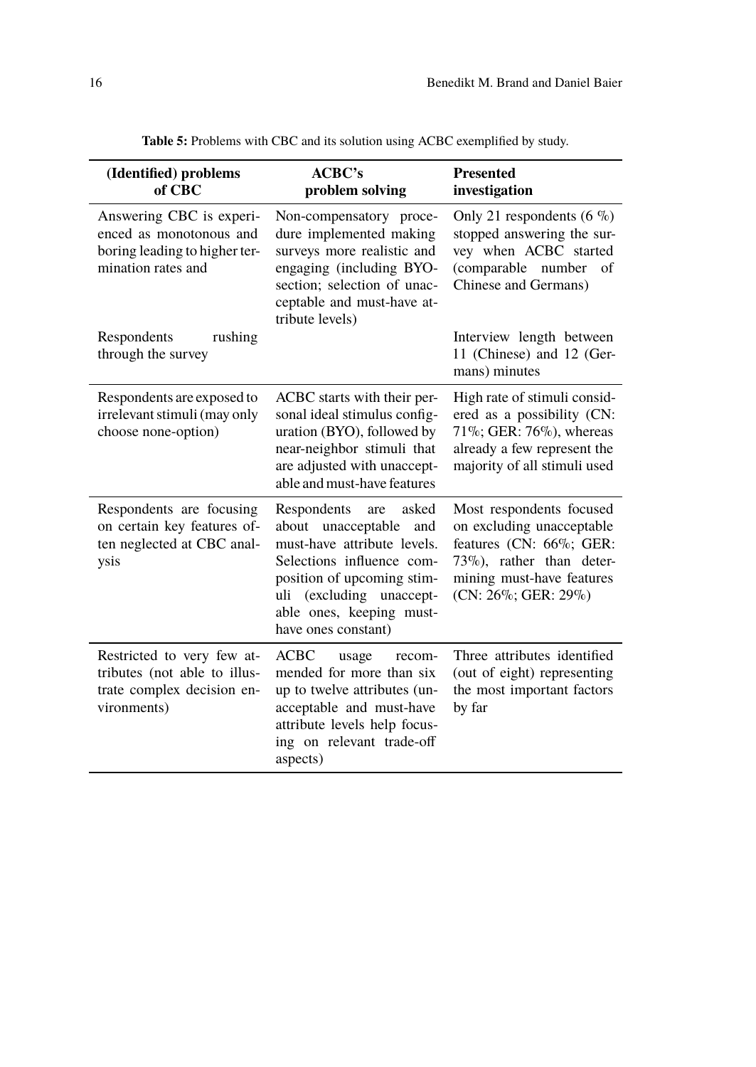**Table 5:** Problems with CBC and its solution using ACBC exemplified by study.

| (Identified) problems of CBC | ACBC's problem solving | Presented investigation |
|---|---|---|
| Answering CBC is experienced as monotonous and boring leading to higher termination rates and | Non-compensatory procedure implemented making surveys more realistic and engaging (including BYO-section; selection of unacceptable and must-have attribute levels) | Only 21 respondents (6 %) stopped answering the survey when ACBC started (comparable number of Chinese and Germans) |
| Respondents rushing through the survey | | Interview length between 11 (Chinese) and 12 (Germans) minutes |
| Respondents are exposed to irrelevant stimuli (may only choose none-option) | ACBC starts with their personal ideal stimulus configuration (BYO), followed by near-neighbor stimuli that are adjusted with unacceptable and must-have features | High rate of stimuli considered as a possibility (CN: 71%; GER: 76%), whereas already a few represent the majority of all stimuli used |
| Respondents are focusing on certain key features often neglected at CBC analysis | Respondents are asked about unacceptable and must-have attribute levels. Selections influence composition of upcoming stimuli (excluding unacceptable ones, keeping must-have ones constant) | Most respondents focused on excluding unacceptable features (CN: 66%; GER: 73%), rather than determining must-have features (CN: 26%; GER: 29%) |
| Restricted to very few attributes (not able to illustrate complex decision environments) | ACBC usage recommended for more than six up to twelve attributes (unacceptable and must-have attribute levels help focusing on relevant trade-off aspects) | Three attributes identified (out of eight) representing the most important factors by far |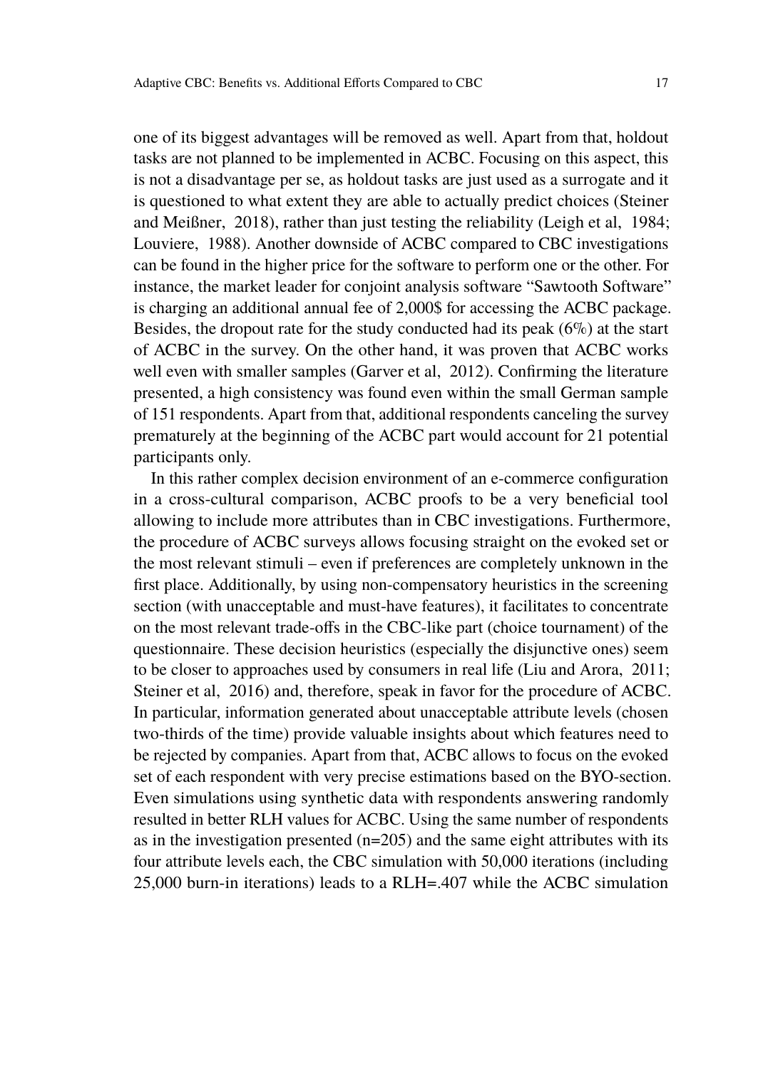one of its biggest advantages will be removed as well. Apart from that, holdout tasks are not planned to be implemented in ACBC. Focusing on this aspect, this is not a disadvantage per se, as holdout tasks are just used as a surrogate and it is questioned to what extent they are able to actually predict choices (Steiner and Meißner, 2018), rather than just testing the reliability (Leigh et al, 1984; Louviere, 1988). Another downside of ACBC compared to CBC investigations can be found in the higher price for the software to perform one or the other. For instance, the market leader for conjoint analysis software "Sawtooth Software" is charging an additional annual fee of 2,000$ for accessing the ACBC package. Besides, the dropout rate for the study conducted had its peak (6%) at the start of ACBC in the survey. On the other hand, it was proven that ACBC works well even with smaller samples (Garver et al, 2012). Confirming the literature presented, a high consistency was found even within the small German sample of 151 respondents. Apart from that, additional respondents canceling the survey prematurely at the beginning of the ACBC part would account for 21 potential participants only.

In this rather complex decision environment of an e-commerce configuration in a cross-cultural comparison, ACBC proofs to be a very beneficial tool allowing to include more attributes than in CBC investigations. Furthermore, the procedure of ACBC surveys allows focusing straight on the evoked set or the most relevant stimuli – even if preferences are completely unknown in the first place. Additionally, by using non-compensatory heuristics in the screening section (with unacceptable and must-have features), it facilitates to concentrate on the most relevant trade-offs in the CBC-like part (choice tournament) of the questionnaire. These decision heuristics (especially the disjunctive ones) seem to be closer to approaches used by consumers in real life (Liu and Arora, 2011; Steiner et al, 2016) and, therefore, speak in favor for the procedure of ACBC. In particular, information generated about unacceptable attribute levels (chosen two-thirds of the time) provide valuable insights about which features need to be rejected by companies. Apart from that, ACBC allows to focus on the evoked set of each respondent with very precise estimations based on the BYO-section. Even simulations using synthetic data with respondents answering randomly resulted in better RLH values for ACBC. Using the same number of respondents as in the investigation presented (n=205) and the same eight attributes with its four attribute levels each, the CBC simulation with 50,000 iterations (including 25,000 burn-in iterations) leads to a RLH=.407 while the ACBC simulation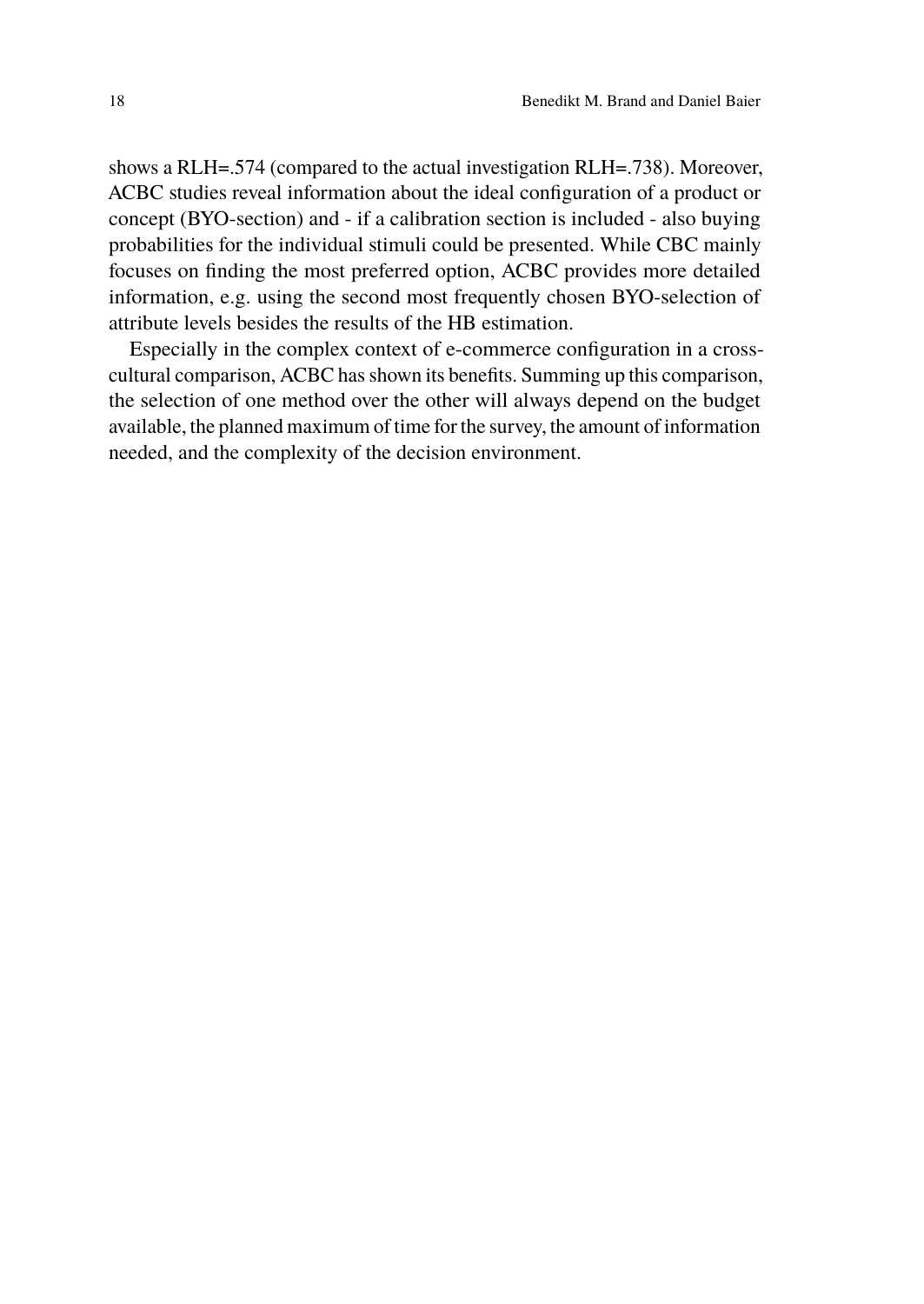shows a RLH=.574 (compared to the actual investigation RLH=.738). Moreover, ACBC studies reveal information about the ideal configuration of a product or concept (BYO-section) and - if a calibration section is included - also buying probabilities for the individual stimuli could be presented. While CBC mainly focuses on finding the most preferred option, ACBC provides more detailed information, e.g. using the second most frequently chosen BYO-selection of attribute levels besides the results of the HB estimation.

Especially in the complex context of e-commerce configuration in a cross-cultural comparison, ACBC has shown its benefits. Summing up this comparison, the selection of one method over the other will always depend on the budget available, the planned maximum of time for the survey, the amount of information needed, and the complexity of the decision environment.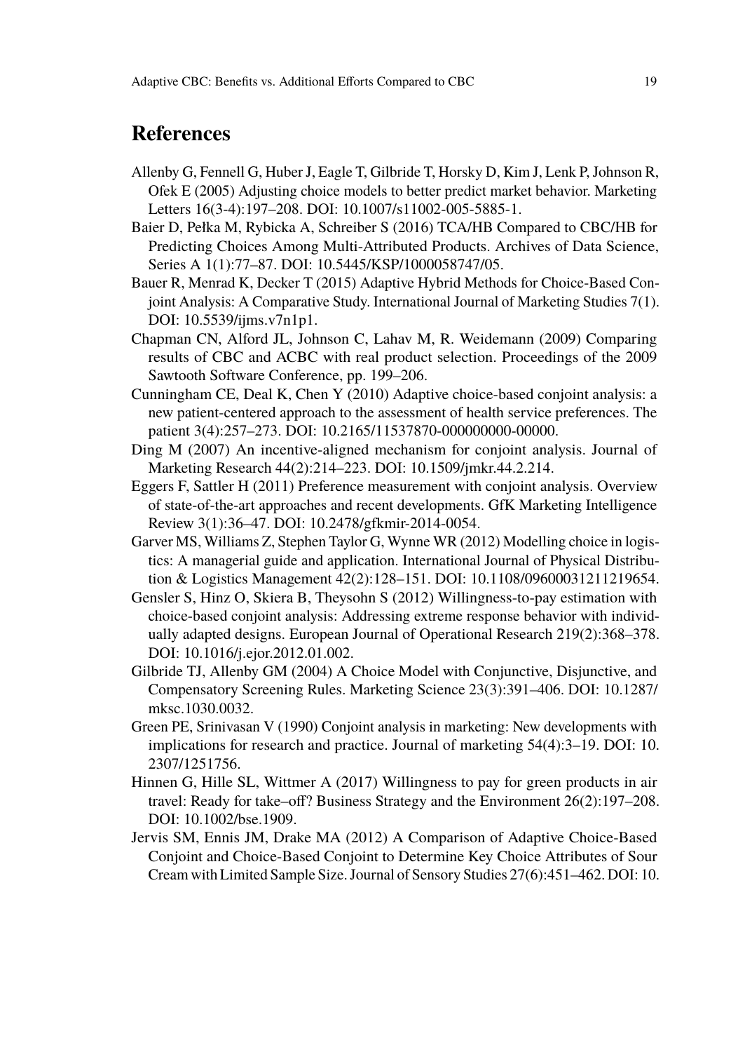## References

Allenby G, Fennell G, Huber J, Eagle T, Gilbride T, Horsky D, Kim J, Lenk P, Johnson R, Ofek E (2005) Adjusting choice models to better predict market behavior. Marketing Letters 16(3-4):197–208. DOI: 10.1007/s11002-005-5885-1.

Baier D, Pełka M, Rybicka A, Schreiber S (2016) TCA/HB Compared to CBC/HB for Predicting Choices Among Multi-Attributed Products. Archives of Data Science, Series A 1(1):77–87. DOI: 10.5445/KSP/1000058747/05.

Bauer R, Menrad K, Decker T (2015) Adaptive Hybrid Methods for Choice-Based Conjoint Analysis: A Comparative Study. International Journal of Marketing Studies 7(1). DOI: 10.5539/ijms.v7n1p1.

Chapman CN, Alford JL, Johnson C, Lahav M, R. Weidemann (2009) Comparing results of CBC and ACBC with real product selection. Proceedings of the 2009 Sawtooth Software Conference, pp. 199–206.

Cunningham CE, Deal K, Chen Y (2010) Adaptive choice-based conjoint analysis: a new patient-centered approach to the assessment of health service preferences. The patient 3(4):257–273. DOI: 10.2165/11537870-000000000-00000.

Ding M (2007) An incentive-aligned mechanism for conjoint analysis. Journal of Marketing Research 44(2):214–223. DOI: 10.1509/jmkr.44.2.214.

Eggers F, Sattler H (2011) Preference measurement with conjoint analysis. Overview of state-of-the-art approaches and recent developments. GfK Marketing Intelligence Review 3(1):36–47. DOI: 10.2478/gfkmir-2014-0054.

Garver MS, Williams Z, Stephen Taylor G, Wynne WR (2012) Modelling choice in logistics: A managerial guide and application. International Journal of Physical Distribution & Logistics Management 42(2):128–151. DOI: 10.1108/09600031211219654.

Gensler S, Hinz O, Skiera B, Theysohn S (2012) Willingness-to-pay estimation with choice-based conjoint analysis: Addressing extreme response behavior with individually adapted designs. European Journal of Operational Research 219(2):368–378. DOI: 10.1016/j.ejor.2012.01.002.

Gilbride TJ, Allenby GM (2004) A Choice Model with Conjunctive, Disjunctive, and Compensatory Screening Rules. Marketing Science 23(3):391–406. DOI: 10.1287/mksc.1030.0032.

Green PE, Srinivasan V (1990) Conjoint analysis in marketing: New developments with implications for research and practice. Journal of marketing 54(4):3–19. DOI: 10.2307/1251756.

Hinnen G, Hille SL, Wittmer A (2017) Willingness to pay for green products in air travel: Ready for take–off? Business Strategy and the Environment 26(2):197–208. DOI: 10.1002/bse.1909.

Jervis SM, Ennis JM, Drake MA (2012) A Comparison of Adaptive Choice-Based Conjoint and Choice-Based Conjoint to Determine Key Choice Attributes of Sour Cream with Limited Sample Size. Journal of Sensory Studies 27(6):451–462. DOI: 10.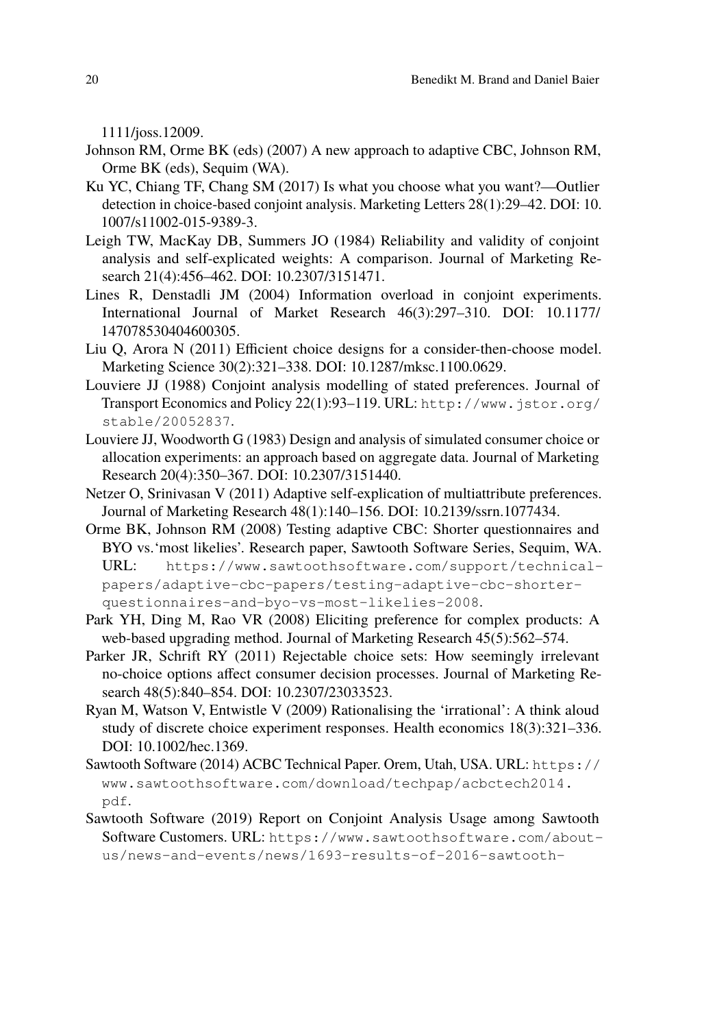1111/joss.12009.

Johnson RM, Orme BK (eds) (2007) A new approach to adaptive CBC, Johnson RM, Orme BK (eds), Sequim (WA).

Ku YC, Chiang TF, Chang SM (2017) Is what you choose what you want?—Outlier detection in choice-based conjoint analysis. Marketing Letters 28(1):29–42. DOI: 10.1007/s11002-015-9389-3.

Leigh TW, MacKay DB, Summers JO (1984) Reliability and validity of conjoint analysis and self-explicated weights: A comparison. Journal of Marketing Research 21(4):456–462. DOI: 10.2307/3151471.

Lines R, Denstadli JM (2004) Information overload in conjoint experiments. International Journal of Market Research 46(3):297–310. DOI: 10.1177/147078530404600305.

Liu Q, Arora N (2011) Efficient choice designs for a consider-then-choose model. Marketing Science 30(2):321–338. DOI: 10.1287/mksc.1100.0629.

Louviere JJ (1988) Conjoint analysis modelling of stated preferences. Journal of Transport Economics and Policy 22(1):93–119. URL: http://www.jstor.org/stable/20052837.

Louviere JJ, Woodworth G (1983) Design and analysis of simulated consumer choice or allocation experiments: an approach based on aggregate data. Journal of Marketing Research 20(4):350–367. DOI: 10.2307/3151440.

Netzer O, Srinivasan V (2011) Adaptive self-explication of multiattribute preferences. Journal of Marketing Research 48(1):140–156. DOI: 10.2139/ssrn.1077434.

Orme BK, Johnson RM (2008) Testing adaptive CBC: Shorter questionnaires and BYO vs. 'most likelies'. Research paper, Sawtooth Software Series, Sequim, WA. URL: https://www.sawtoothsoftware.com/support/technical-papers/adaptive-cbc-papers/testing-adaptive-cbc-shorter-questionnaires-and-byo-vs-most-likelies-2008.

Park YH, Ding M, Rao VR (2008) Eliciting preference for complex products: A web-based upgrading method. Journal of Marketing Research 45(5):562–574.

Parker JR, Schrift RY (2011) Rejectable choice sets: How seemingly irrelevant no-choice options affect consumer decision processes. Journal of Marketing Research 48(5):840–854. DOI: 10.2307/23033523.

Ryan M, Watson V, Entwistle V (2009) Rationalising the 'irrational': A think aloud study of discrete choice experiment responses. Health economics 18(3):321–336. DOI: 10.1002/hec.1369.

Sawtooth Software (2014) ACBC Technical Paper. Orem, Utah, USA. URL: https://www.sawtoothsoftware.com/download/techpap/acbctech2014.pdf.

Sawtooth Software (2019) Report on Conjoint Analysis Usage among Sawtooth Software Customers. URL: https://www.sawtoothsoftware.com/about-us/news-and-events/news/1693-results-of-2016-sawtooth-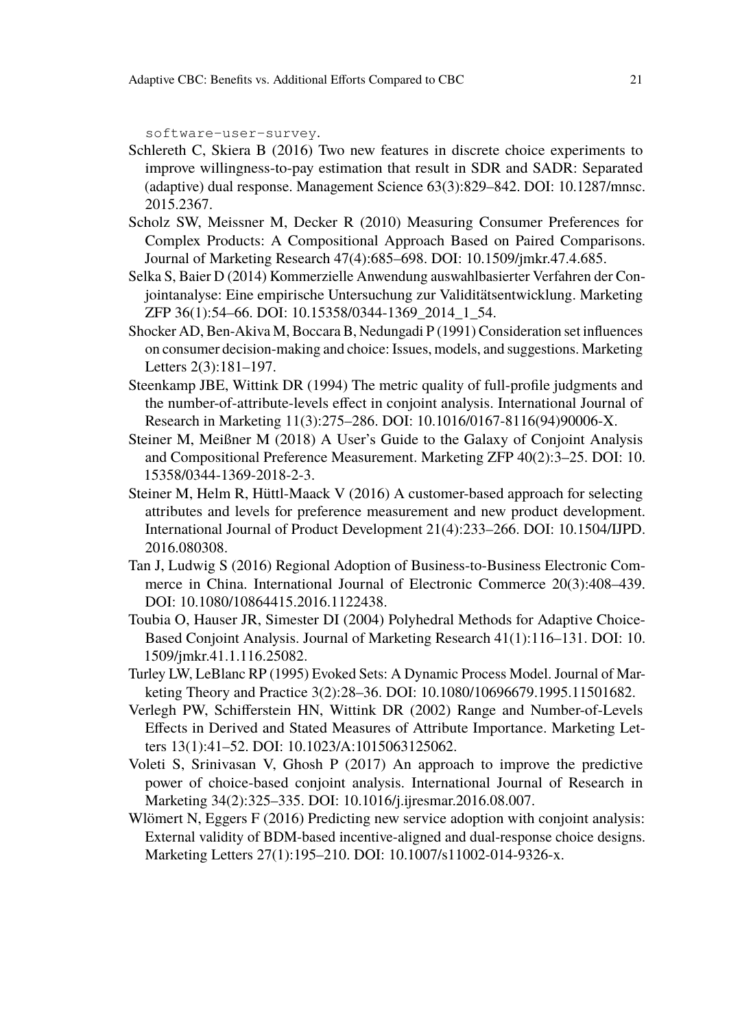software-user-survey.

Schlereth C, Skiera B (2016) Two new features in discrete choice experiments to improve willingness-to-pay estimation that result in SDR and SADR: Separated (adaptive) dual response. Management Science 63(3):829–842. DOI: 10.1287/mnsc.2015.2367.

Scholz SW, Meissner M, Decker R (2010) Measuring Consumer Preferences for Complex Products: A Compositional Approach Based on Paired Comparisons. Journal of Marketing Research 47(4):685–698. DOI: 10.1509/jmkr.47.4.685.

Selka S, Baier D (2014) Kommerzielle Anwendung auswahlbasierter Verfahren der Conjointanalyse: Eine empirische Untersuchung zur Validitätsentwicklung. Marketing ZFP 36(1):54–66. DOI: 10.15358/0344-1369_2014_1_54.

Shocker AD, Ben-Akiva M, Boccara B, Nedungadi P (1991) Consideration set influences on consumer decision-making and choice: Issues, models, and suggestions. Marketing Letters 2(3):181–197.

Steenkamp JBE, Wittink DR (1994) The metric quality of full-profile judgments and the number-of-attribute-levels effect in conjoint analysis. International Journal of Research in Marketing 11(3):275–286. DOI: 10.1016/0167-8116(94)90006-X.

Steiner M, Meißner M (2018) A User's Guide to the Galaxy of Conjoint Analysis and Compositional Preference Measurement. Marketing ZFP 40(2):3–25. DOI: 10.15358/0344-1369-2018-2-3.

Steiner M, Helm R, Hüttl-Maack V (2016) A customer-based approach for selecting attributes and levels for preference measurement and new product development. International Journal of Product Development 21(4):233–266. DOI: 10.1504/IJPD.2016.080308.

Tan J, Ludwig S (2016) Regional Adoption of Business-to-Business Electronic Commerce in China. International Journal of Electronic Commerce 20(3):408–439. DOI: 10.1080/10864415.2016.1122438.

Toubia O, Hauser JR, Simester DI (2004) Polyhedral Methods for Adaptive Choice-Based Conjoint Analysis. Journal of Marketing Research 41(1):116–131. DOI: 10.1509/jmkr.41.1.116.25082.

Turley LW, LeBlanc RP (1995) Evoked Sets: A Dynamic Process Model. Journal of Marketing Theory and Practice 3(2):28–36. DOI: 10.1080/10696679.1995.11501682.

Verlegh PW, Schifferstein HN, Wittink DR (2002) Range and Number-of-Levels Effects in Derived and Stated Measures of Attribute Importance. Marketing Letters 13(1):41–52. DOI: 10.1023/A:1015063125062.

Voleti S, Srinivasan V, Ghosh P (2017) An approach to improve the predictive power of choice-based conjoint analysis. International Journal of Research in Marketing 34(2):325–335. DOI: 10.1016/j.ijresmar.2016.08.007.

Wlömert N, Eggers F (2016) Predicting new service adoption with conjoint analysis: External validity of BDM-based incentive-aligned and dual-response choice designs. Marketing Letters 27(1):195–210. DOI: 10.1007/s11002-014-9326-x.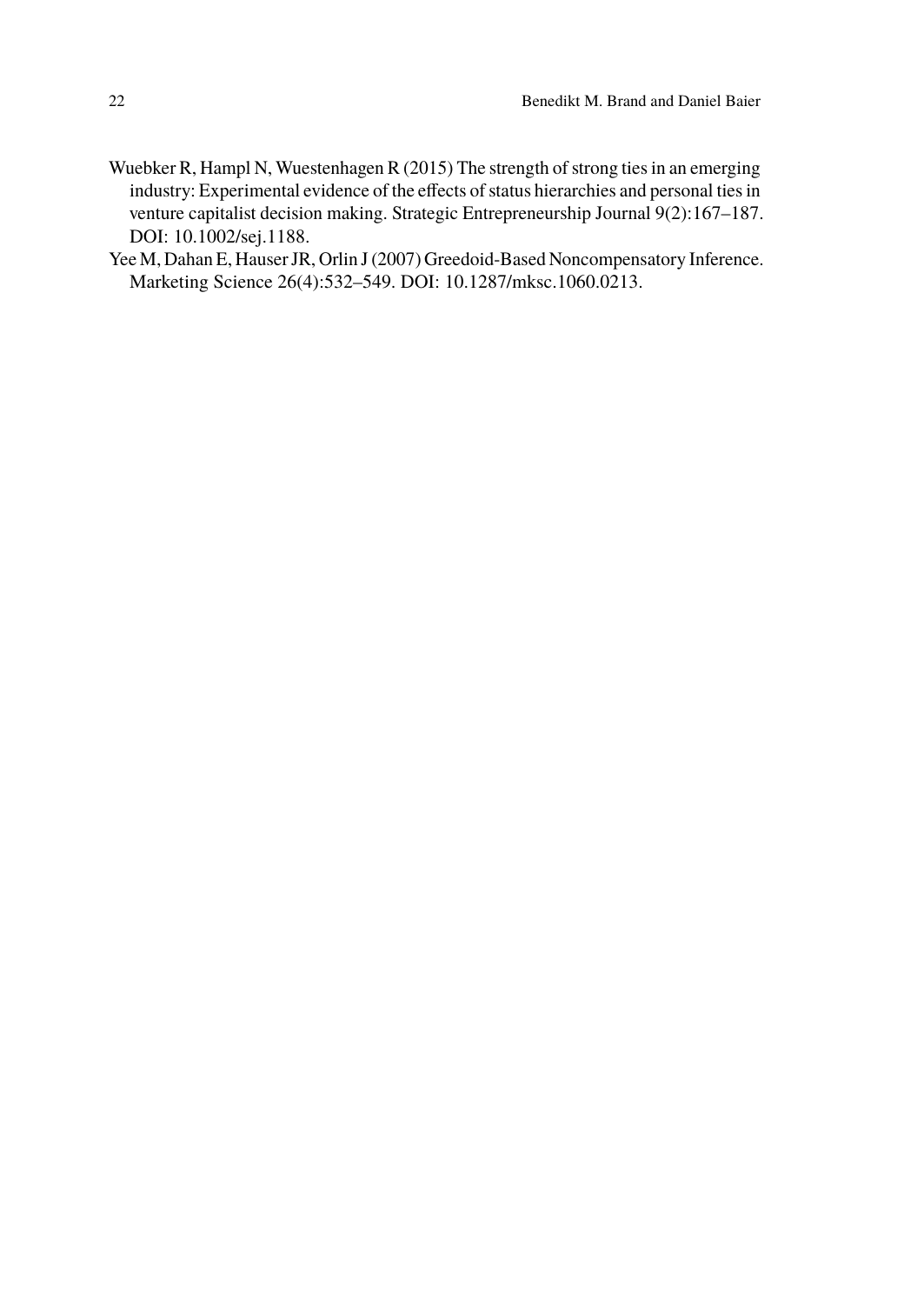Wuebker R, Hampl N, Wuestenhagen R (2015) The strength of strong ties in an emerging industry: Experimental evidence of the effects of status hierarchies and personal ties in venture capitalist decision making. Strategic Entrepreneurship Journal 9(2):167–187. DOI: 10.1002/sej.1188.

Yee M, Dahan E, Hauser JR, Orlin J (2007) Greedoid-Based Noncompensatory Inference. Marketing Science 26(4):532–549. DOI: 10.1287/mksc.1060.0213.